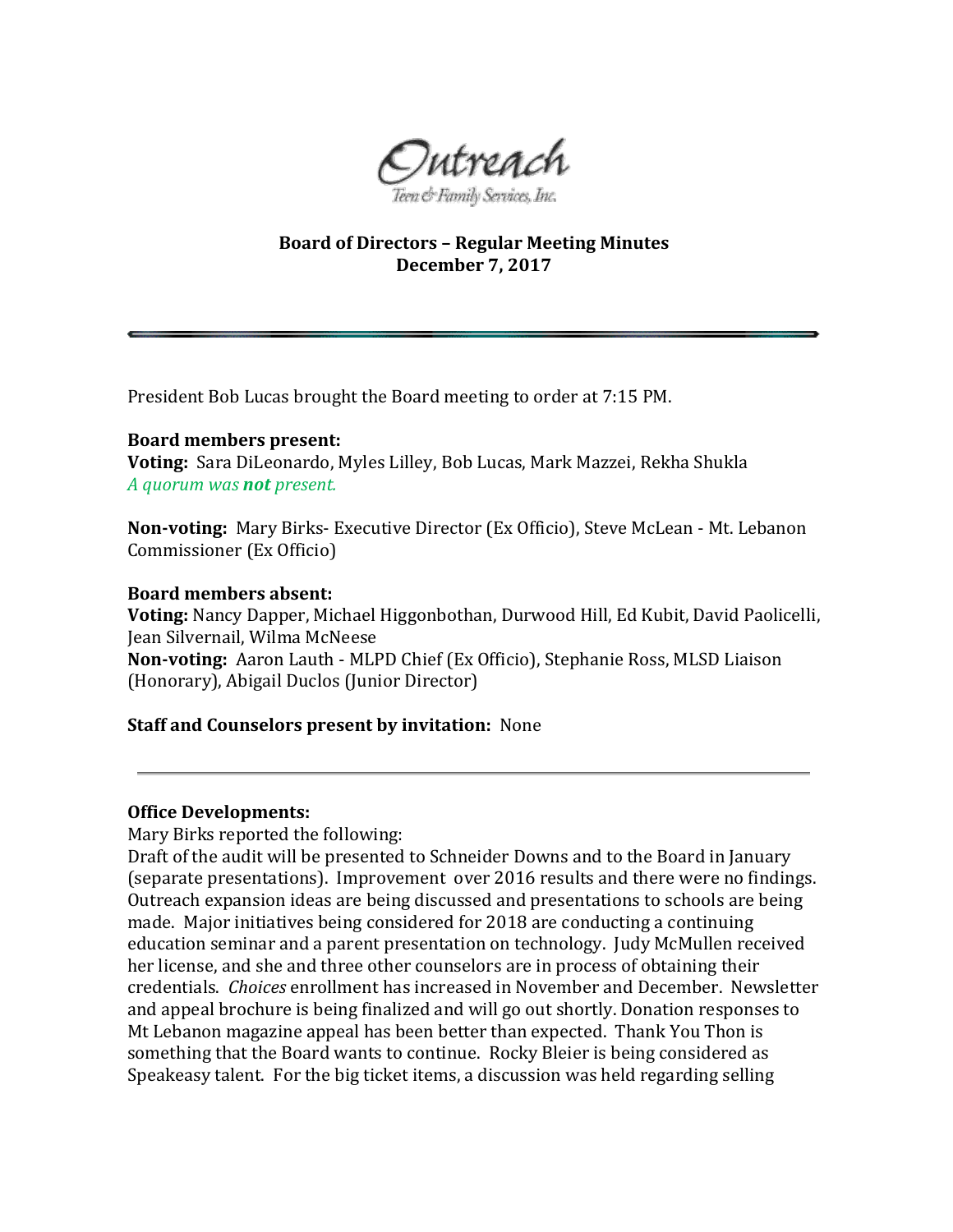Outreach
Teen & Family Services, Inc.

**Board of Directors – Regular Meeting Minutes**
**December 7, 2017**

---

President Bob Lucas brought the Board meeting to order at 7:15 PM.

**Board members present:**
**Voting:** Sara DiLeonardo, Myles Lilley, Bob Lucas, Mark Mazzei, Rekha Shukla
*A quorum was **not** present.*

**Non-voting:** Mary Birks- Executive Director (Ex Officio), Steve McLean - Mt. Lebanon Commissioner (Ex Officio)

**Board members absent:**
**Voting:** Nancy Dapper, Michael Higgonbothan, Durwood Hill, Ed Kubit, David Paolicelli, Jean Silvernail, Wilma McNeese
**Non-voting:** Aaron Lauth - MLPD Chief (Ex Officio), Stephanie Ross, MLSD Liaison (Honorary), Abigail Duclos (Junior Director)

**Staff and Counselors present by invitation:** None

---

**Office Developments:**
Mary Birks reported the following:
Draft of the audit will be presented to Schneider Downs and to the Board in January (separate presentations). Improvement over 2016 results and there were no findings. Outreach expansion ideas are being discussed and presentations to schools are being made. Major initiatives being considered for 2018 are conducting a continuing education seminar and a parent presentation on technology. Judy McMullen received her license, and she and three other counselors are in process of obtaining their credentials. *Choices* enrollment has increased in November and December. Newsletter and appeal brochure is being finalized and will go out shortly. Donation responses to Mt Lebanon magazine appeal has been better than expected. Thank You Thon is something that the Board wants to continue. Rocky Bleier is being considered as Speakeasy talent. For the big ticket items, a discussion was held regarding selling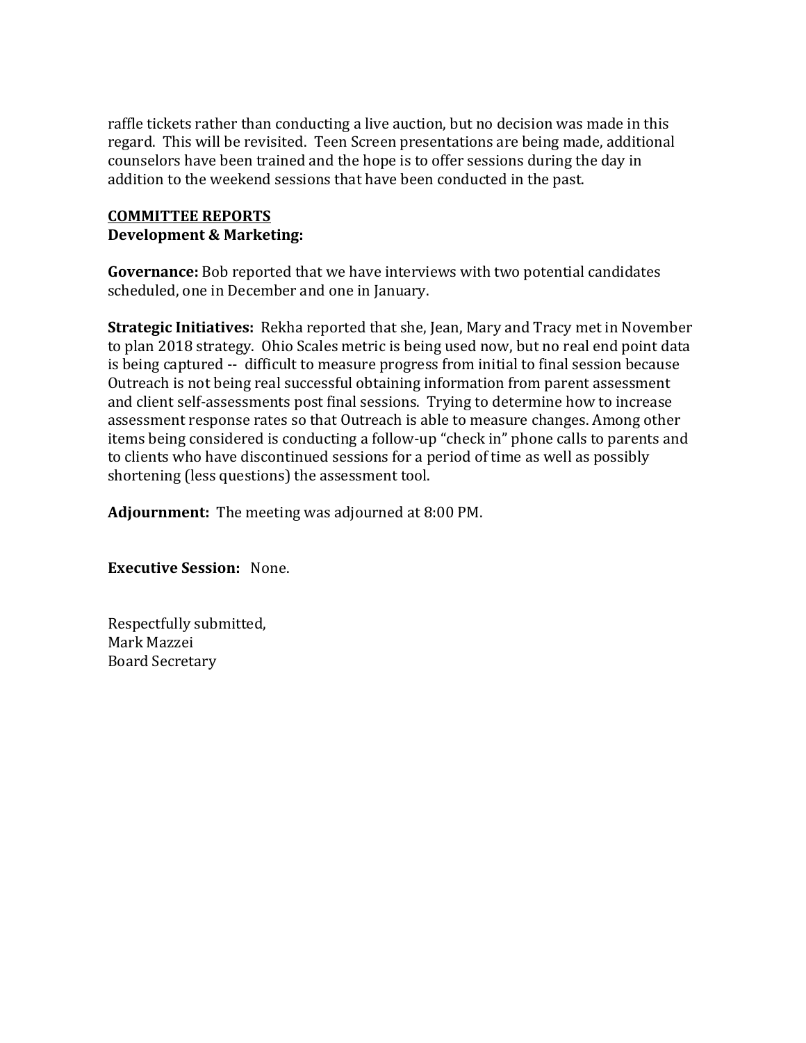raffle tickets rather than conducting a live auction, but no decision was made in this regard. This will be revisited. Teen Screen presentations are being made, additional counselors have been trained and the hope is to offer sessions during the day in addition to the weekend sessions that have been conducted in the past.

## COMMITTEE REPORTS

**Development & Marketing:**

**Governance:** Bob reported that we have interviews with two potential candidates scheduled, one in December and one in January.

**Strategic Initiatives:** Rekha reported that she, Jean, Mary and Tracy met in November to plan 2018 strategy. Ohio Scales metric is being used now, but no real end point data is being captured -- difficult to measure progress from initial to final session because Outreach is not being real successful obtaining information from parent assessment and client self-assessments post final sessions. Trying to determine how to increase assessment response rates so that Outreach is able to measure changes. Among other items being considered is conducting a follow-up "check in" phone calls to parents and to clients who have discontinued sessions for a period of time as well as possibly shortening (less questions) the assessment tool.

**Adjournment:** The meeting was adjourned at 8:00 PM.

**Executive Session:** None.

Respectfully submitted,
Mark Mazzei
Board Secretary